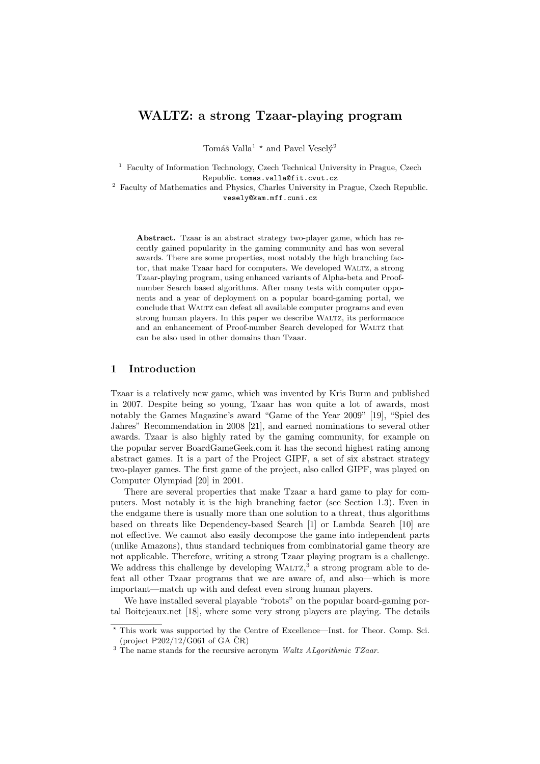# WALTZ: a strong Tzaar-playing program

Tomáš Valla[1] * and Pavel Veselý[2]

[1] Faculty of Information Technology, Czech Technical University in Prague, Czech Republic. tomas.valla@fit.cvut.cz

[2] Faculty of Mathematics and Physics, Charles University in Prague, Czech Republic. vesely@kam.mff.cuni.cz

**Abstract.** Tzaar is an abstract strategy two-player game, which has recently gained popularity in the gaming community and has won several awards. There are some properties, most notably the high branching factor, that make Tzaar hard for computers. We developed WALTZ, a strong Tzaar-playing program, using enhanced variants of Alpha-beta and Proof-number Search based algorithms. After many tests with computer opponents and a year of deployment on a popular board-gaming portal, we conclude that WALTZ can defeat all available computer programs and even strong human players. In this paper we describe WALTZ, its performance and an enhancement of Proof-number Search developed for WALTZ that can be also used in other domains than Tzaar.

## 1 Introduction

Tzaar is a relatively new game, which was invented by Kris Burm and published in 2007. Despite being so young, Tzaar has won quite a lot of awards, most notably the Games Magazine's award "Game of the Year 2009" [19], "Spiel des Jahres" Recommendation in 2008 [21], and earned nominations to several other awards. Tzaar is also highly rated by the gaming community, for example on the popular server BoardGameGeek.com it has the second highest rating among abstract games. It is a part of the Project GIPF, a set of six abstract strategy two-player games. The first game of the project, also called GIPF, was played on Computer Olympiad [20] in 2001.

There are several properties that make Tzaar a hard game to play for computers. Most notably it is the high branching factor (see Section 1.3). Even in the endgame there is usually more than one solution to a threat, thus algorithms based on threats like Dependency-based Search [1] or Lambda Search [10] are not effective. We cannot also easily decompose the game into independent parts (unlike Amazons), thus standard techniques from combinatorial game theory are not applicable. Therefore, writing a strong Tzaar playing program is a challenge. We address this challenge by developing WALTZ,[3] a strong program able to defeat all other Tzaar programs that we are aware of, and also—which is more important—match up with and defeat even strong human players.

We have installed several playable "robots" on the popular board-gaming portal Boitejeaux.net [18], where some very strong players are playing. The details

---

* This work was supported by the Centre of Excellence—Inst. for Theor. Comp. Sci. (project P202/12/G061 of GA ČR)

[3] The name stands for the recursive acronym *Waltz ALgorithmic TZaar*.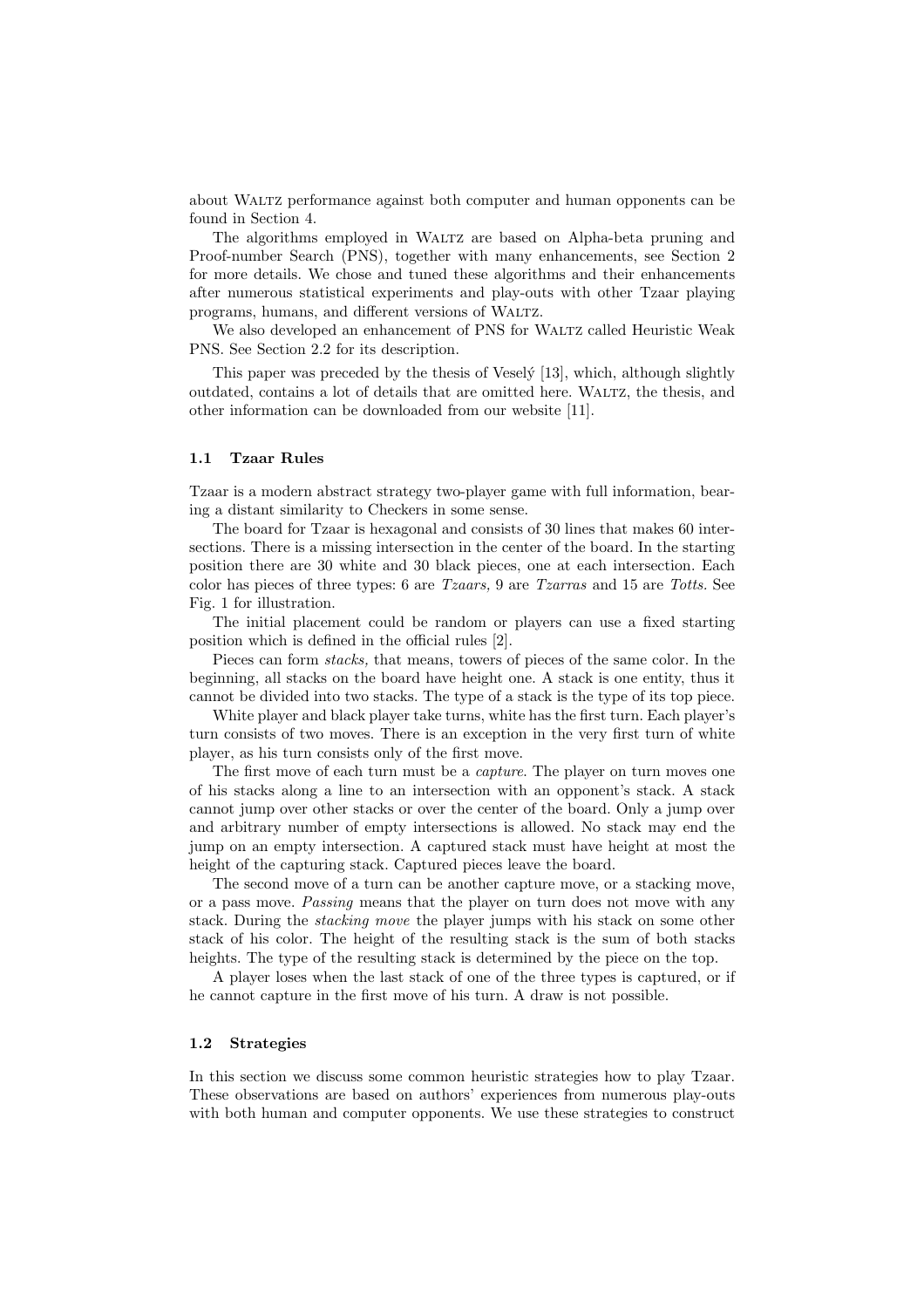about Waltz performance against both computer and human opponents can be found in Section 4.

The algorithms employed in Waltz are based on Alpha-beta pruning and Proof-number Search (PNS), together with many enhancements, see Section 2 for more details. We chose and tuned these algorithms and their enhancements after numerous statistical experiments and play-outs with other Tzaar playing programs, humans, and different versions of Waltz.

We also developed an enhancement of PNS for Waltz called Heuristic Weak PNS. See Section 2.2 for its description.

This paper was preceded by the thesis of Veselý [13], which, although slightly outdated, contains a lot of details that are omitted here. Waltz, the thesis, and other information can be downloaded from our website [11].

### 1.1 Tzaar Rules

Tzaar is a modern abstract strategy two-player game with full information, bearing a distant similarity to Checkers in some sense.

The board for Tzaar is hexagonal and consists of 30 lines that makes 60 intersections. There is a missing intersection in the center of the board. In the starting position there are 30 white and 30 black pieces, one at each intersection. Each color has pieces of three types: 6 are *Tzaars,* 9 are *Tzarras* and 15 are *Totts.* See Fig. 1 for illustration.

The initial placement could be random or players can use a fixed starting position which is defined in the official rules [2].

Pieces can form *stacks,* that means, towers of pieces of the same color. In the beginning, all stacks on the board have height one. A stack is one entity, thus it cannot be divided into two stacks. The type of a stack is the type of its top piece.

White player and black player take turns, white has the first turn. Each player's turn consists of two moves. There is an exception in the very first turn of white player, as his turn consists only of the first move.

The first move of each turn must be a *capture.* The player on turn moves one of his stacks along a line to an intersection with an opponent's stack. A stack cannot jump over other stacks or over the center of the board. Only a jump over and arbitrary number of empty intersections is allowed. No stack may end the jump on an empty intersection. A captured stack must have height at most the height of the capturing stack. Captured pieces leave the board.

The second move of a turn can be another capture move, or a stacking move, or a pass move. *Passing* means that the player on turn does not move with any stack. During the *stacking move* the player jumps with his stack on some other stack of his color. The height of the resulting stack is the sum of both stacks heights. The type of the resulting stack is determined by the piece on the top.

A player loses when the last stack of one of the three types is captured, or if he cannot capture in the first move of his turn. A draw is not possible.

### 1.2 Strategies

In this section we discuss some common heuristic strategies how to play Tzaar. These observations are based on authors' experiences from numerous play-outs with both human and computer opponents. We use these strategies to construct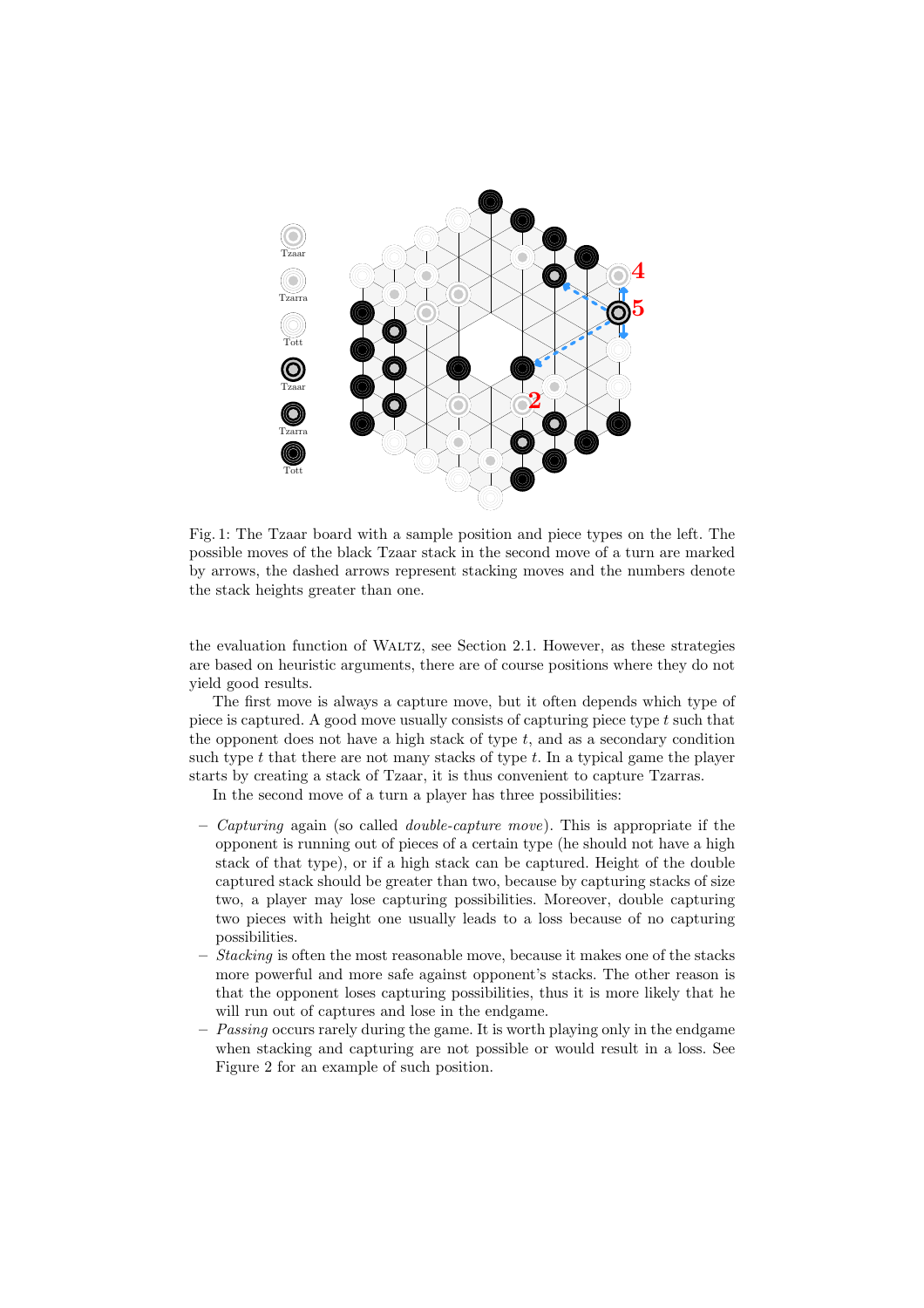Tzaar

Tzarra

Tott

Tzaar

Tzarra

Tott

4

5

2

Fig. 1: The Tzaar board with a sample position and piece types on the left. The possible moves of the black Tzaar stack in the second move of a turn are marked by arrows, the dashed arrows represent stacking moves and the numbers denote the stack heights greater than one.

the evaluation function of Waltz, see Section 2.1. However, as these strategies are based on heuristic arguments, there are of course positions where they do not yield good results.

The first move is always a capture move, but it often depends which type of piece is captured. A good move usually consists of capturing piece type $t$ such that the opponent does not have a high stack of type $t$, and as a secondary condition such type $t$ that there are not many stacks of type $t$. In a typical game the player starts by creating a stack of Tzaar, it is thus convenient to capture Tzarras.

In the second move of a turn a player has three possibilities:

- *Capturing* again (so called *double-capture move*). This is appropriate if the opponent is running out of pieces of a certain type (he should not have a high stack of that type), or if a high stack can be captured. Height of the double captured stack should be greater than two, because by capturing stacks of size two, a player may lose capturing possibilities. Moreover, double capturing two pieces with height one usually leads to a loss because of no capturing possibilities.
- *Stacking* is often the most reasonable move, because it makes one of the stacks more powerful and more safe against opponent's stacks. The other reason is that the opponent loses capturing possibilities, thus it is more likely that he will run out of captures and lose in the endgame.
- *Passing* occurs rarely during the game. It is worth playing only in the endgame when stacking and capturing are not possible or would result in a loss. See Figure 2 for an example of such position.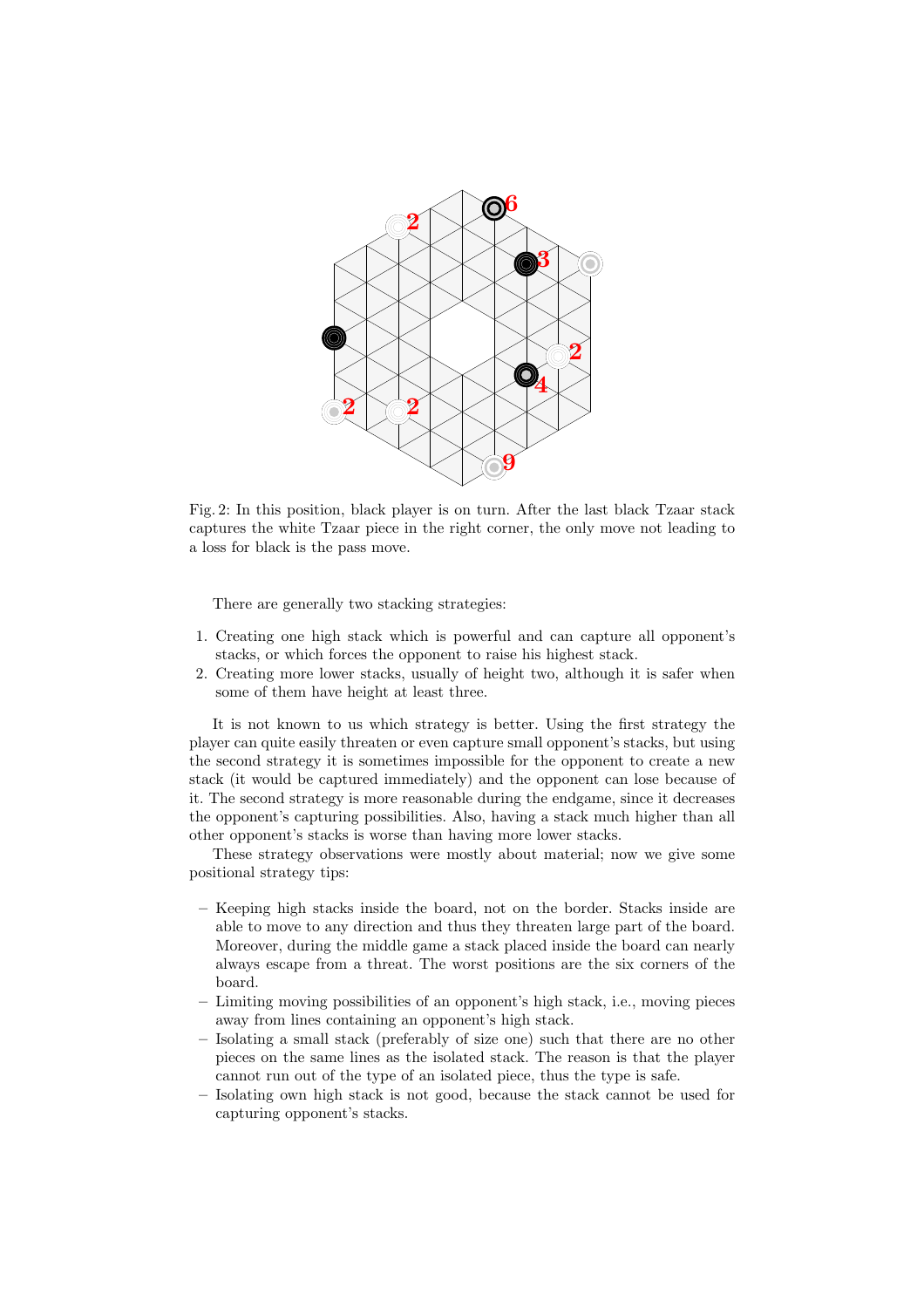Fig. 2: In this position, black player is on turn. After the last black Tzaar stack captures the white Tzaar piece in the right corner, the only move not leading to a loss for black is the pass move.

There are generally two stacking strategies:

1. Creating one high stack which is powerful and can capture all opponent's stacks, or which forces the opponent to raise his highest stack.
2. Creating more lower stacks, usually of height two, although it is safer when some of them have height at least three.

It is not known to us which strategy is better. Using the first strategy the player can quite easily threaten or even capture small opponent's stacks, but using the second strategy it is sometimes impossible for the opponent to create a new stack (it would be captured immediately) and the opponent can lose because of it. The second strategy is more reasonable during the endgame, since it decreases the opponent's capturing possibilities. Also, having a stack much higher than all other opponent's stacks is worse than having more lower stacks.

These strategy observations were mostly about material; now we give some positional strategy tips:

- Keeping high stacks inside the board, not on the border. Stacks inside are able to move to any direction and thus they threaten large part of the board. Moreover, during the middle game a stack placed inside the board can nearly always escape from a threat. The worst positions are the six corners of the board.
- Limiting moving possibilities of an opponent's high stack, i.e., moving pieces away from lines containing an opponent's high stack.
- Isolating a small stack (preferably of size one) such that there are no other pieces on the same lines as the isolated stack. The reason is that the player cannot run out of the type of an isolated piece, thus the type is safe.
- Isolating own high stack is not good, because the stack cannot be used for capturing opponent's stacks.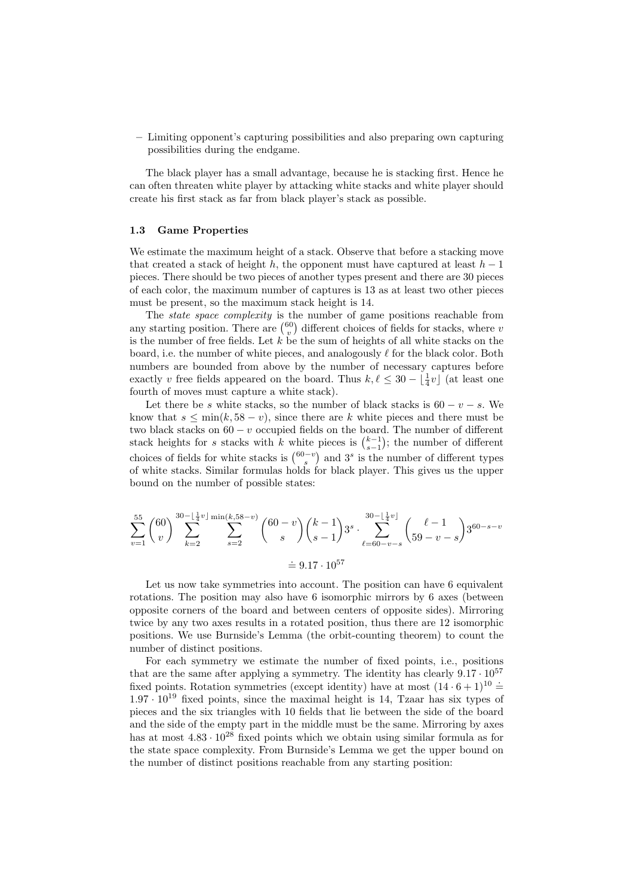– Limiting opponent's capturing possibilities and also preparing own capturing possibilities during the endgame.

The black player has a small advantage, because he is stacking first. Hence he can often threaten white player by attacking white stacks and white player should create his first stack as far from black player's stack as possible.

### 1.3 Game Properties

We estimate the maximum height of a stack. Observe that before a stacking move that created a stack of height $h$, the opponent must have captured at least $h-1$ pieces. There should be two pieces of another types present and there are 30 pieces of each color, the maximum number of captures is 13 as at least two other pieces must be present, so the maximum stack height is 14.

The *state space complexity* is the number of game positions reachable from any starting position. There are $\binom{60}{v}$ different choices of fields for stacks, where $v$ is the number of free fields. Let $k$ be the sum of heights of all white stacks on the board, i.e. the number of white pieces, and analogously $\ell$ for the black color. Both numbers are bounded from above by the number of necessary captures before exactly $v$ free fields appeared on the board. Thus $k, \ell \leq 30 - \lfloor \frac{1}{4} v \rfloor$ (at least one fourth of moves must capture a white stack).

Let there be $s$ white stacks, so the number of black stacks is $60 - v - s$. We know that $s \leq \min(k, 58 - v)$, since there are $k$ white pieces and there must be two black stacks on $60 - v$ occupied fields on the board. The number of different stack heights for $s$ stacks with $k$ white pieces is $\binom{k-1}{s-1}$; the number of different choices of fields for white stacks is $\binom{60-v}{s}$ and $3^s$ is the number of different types of white stacks. Similar formulas holds for black player. This gives us the upper bound on the number of possible states:

$$\sum_{v=1}^{55} \binom{60}{v} \sum_{k=2}^{30-\lfloor \frac{1}{4}v \rfloor} \sum_{s=2}^{\min(k,58-v)} \binom{60-v}{s} \binom{k-1}{s-1} 3^s \cdot \sum_{\ell=60-v-s}^{30-\lfloor \frac{1}{4}v \rfloor} \binom{\ell-1}{59-v-s} 3^{60-s-v}$$

$$\doteq 9.17 \cdot 10^{57}$$

Let us now take symmetries into account. The position can have 6 equivalent rotations. The position may also have 6 isomorphic mirrors by 6 axes (between opposite corners of the board and between centers of opposite sides). Mirroring twice by any two axes results in a rotated position, thus there are 12 isomorphic positions. We use Burnside's Lemma (the orbit-counting theorem) to count the number of distinct positions.

For each symmetry we estimate the number of fixed points, i.e., positions that are the same after applying a symmetry. The identity has clearly $9.17 \cdot 10^{57}$ fixed points. Rotation symmetries (except identity) have at most $(14 \cdot 6 + 1)^{10} \doteq 1.97 \cdot 10^{19}$ fixed points, since the maximal height is 14, Tzaar has six types of pieces and the six triangles with 10 fields that lie between the side of the board and the side of the empty part in the middle must be the same. Mirroring by axes has at most $4.83 \cdot 10^{28}$ fixed points which we obtain using similar formula as for the state space complexity. From Burnside's Lemma we get the upper bound on the number of distinct positions reachable from any starting position: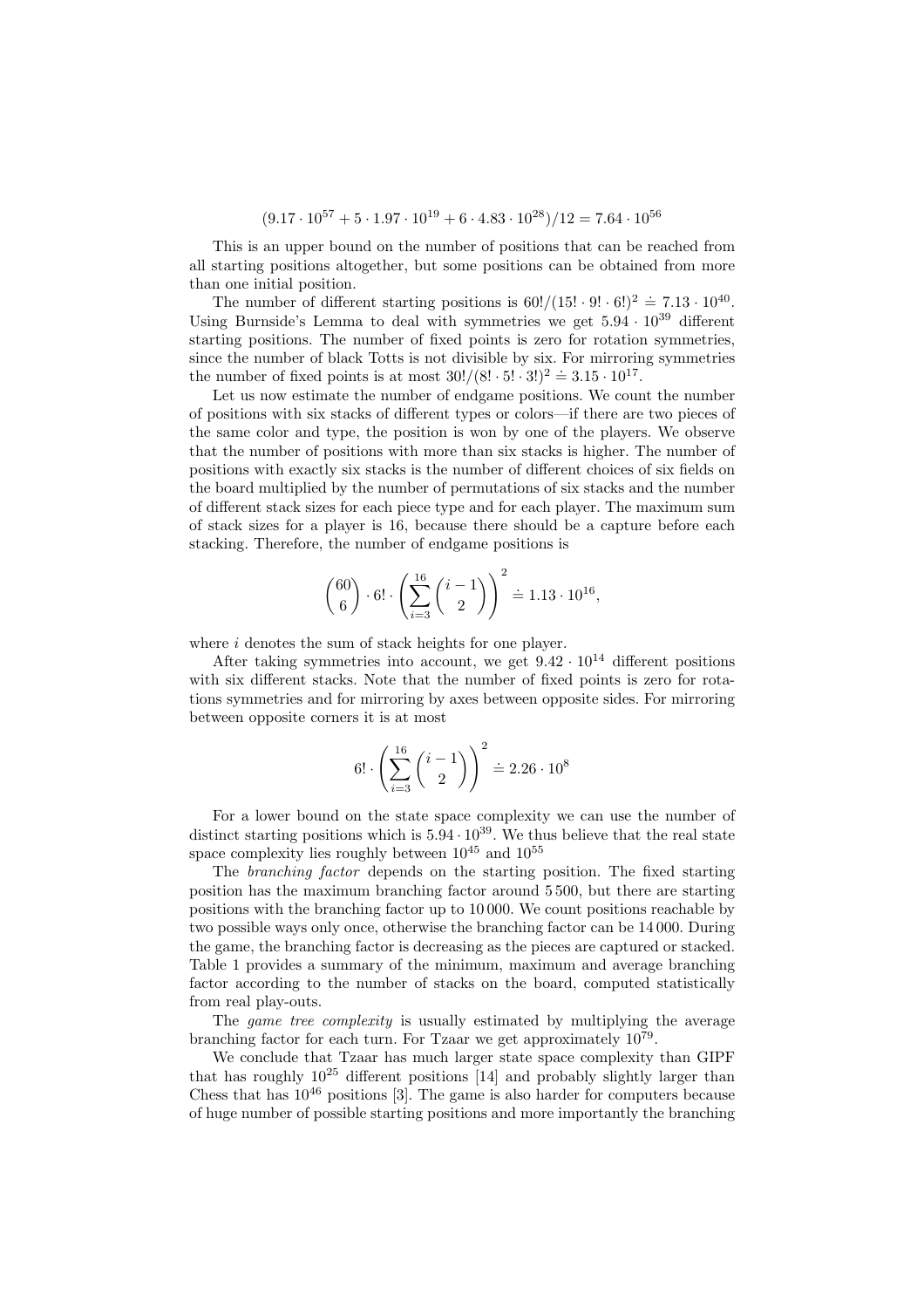$$(9.17 \cdot 10^{57} + 5 \cdot 1.97 \cdot 10^{19} + 6 \cdot 4.83 \cdot 10^{28})/12 = 7.64 \cdot 10^{56}$$

This is an upper bound on the number of positions that can be reached from all starting positions altogether, but some positions can be obtained from more than one initial position.

The number of different starting positions is $60!/(15! \cdot 9! \cdot 6!)^2 \doteq 7.13 \cdot 10^{40}$. Using Burnside's Lemma to deal with symmetries we get $5.94 \cdot 10^{39}$ different starting positions. The number of fixed points is zero for rotation symmetries, since the number of black Totts is not divisible by six. For mirroring symmetries the number of fixed points is at most $30!/(8! \cdot 5! \cdot 3!)^2 \doteq 3.15 \cdot 10^{17}$.

Let us now estimate the number of endgame positions. We count the number of positions with six stacks of different types or colors—if there are two pieces of the same color and type, the position is won by one of the players. We observe that the number of positions with more than six stacks is higher. The number of positions with exactly six stacks is the number of different choices of six fields on the board multiplied by the number of permutations of six stacks and the number of different stack sizes for each piece type and for each player. The maximum sum of stack sizes for a player is 16, because there should be a capture before each stacking. Therefore, the number of endgame positions is

$$\binom{60}{6} \cdot 6! \cdot \left( \sum_{i=3}^{16} \binom{i-1}{2} \right)^2 \doteq 1.13 \cdot 10^{16},$$

where $i$ denotes the sum of stack heights for one player.

After taking symmetries into account, we get $9.42 \cdot 10^{14}$ different positions with six different stacks. Note that the number of fixed points is zero for rotations symmetries and for mirroring by axes between opposite sides. For mirroring between opposite corners it is at most

$$6! \cdot \left( \sum_{i=3}^{16} \binom{i-1}{2} \right)^2 \doteq 2.26 \cdot 10^{8}$$

For a lower bound on the state space complexity we can use the number of distinct starting positions which is $5.94 \cdot 10^{39}$. We thus believe that the real state space complexity lies roughly between $10^{45}$ and $10^{55}$

The *branching factor* depends on the starting position. The fixed starting position has the maximum branching factor around 5 500, but there are starting positions with the branching factor up to 10 000. We count positions reachable by two possible ways only once, otherwise the branching factor can be 14 000. During the game, the branching factor is decreasing as the pieces are captured or stacked. Table 1 provides a summary of the minimum, maximum and average branching factor according to the number of stacks on the board, computed statistically from real play-outs.

The *game tree complexity* is usually estimated by multiplying the average branching factor for each turn. For Tzaar we get approximately $10^{79}$.

We conclude that Tzaar has much larger state space complexity than GIPF that has roughly $10^{25}$ different positions [14] and probably slightly larger than Chess that has $10^{46}$ positions [3]. The game is also harder for computers because of huge number of possible starting positions and more importantly the branching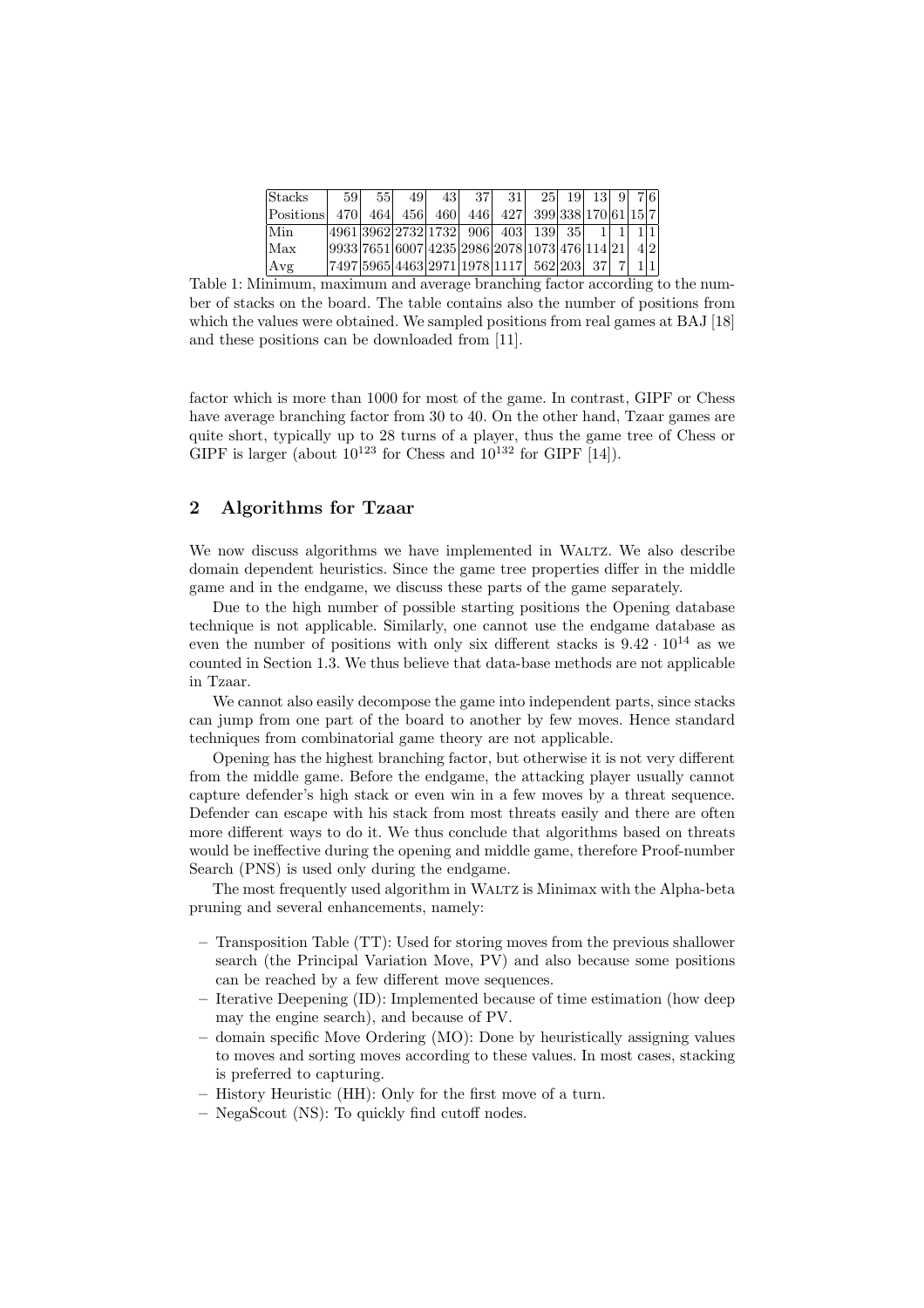| Stacks | 59 | 55 | 49 | 43 | 37 | 31 | 25 | 19 | 13 | 9 | 7 | 6 |
|---|---|---|---|---|---|---|---|---|---|---|---|---|
| Positions | 470 | 464 | 456 | 460 | 446 | 427 | 399 | 338 | 170 | 61 | 15 | 7 |
| Min | 4961 | 3962 | 2732 | 1732 | 906 | 403 | 139 | 35 | 1 | 1 | 1 | 1 |
| Max | 9933 | 7651 | 6007 | 4235 | 2986 | 2078 | 1073 | 476 | 114 | 21 | 4 | 2 |
| Avg | 7497 | 5965 | 4463 | 2971 | 1978 | 1117 | 562 | 203 | 37 | 7 | 1 | 1 |

Table 1: Minimum, maximum and average branching factor according to the number of stacks on the board. The table contains also the number of positions from which the values were obtained. We sampled positions from real games at BAJ [18] and these positions can be downloaded from [11].

factor which is more than 1000 for most of the game. In contrast, GIPF or Chess have average branching factor from 30 to 40. On the other hand, Tzaar games are quite short, typically up to 28 turns of a player, thus the game tree of Chess or GIPF is larger (about $10^{123}$ for Chess and $10^{132}$ for GIPF [14]).

## 2 Algorithms for Tzaar

We now discuss algorithms we have implemented in Waltz. We also describe domain dependent heuristics. Since the game tree properties differ in the middle game and in the endgame, we discuss these parts of the game separately.

Due to the high number of possible starting positions the Opening database technique is not applicable. Similarly, one cannot use the endgame database as even the number of positions with only six different stacks is $9.42 \cdot 10^{14}$ as we counted in Section 1.3. We thus believe that data-base methods are not applicable in Tzaar.

We cannot also easily decompose the game into independent parts, since stacks can jump from one part of the board to another by few moves. Hence standard techniques from combinatorial game theory are not applicable.

Opening has the highest branching factor, but otherwise it is not very different from the middle game. Before the endgame, the attacking player usually cannot capture defender's high stack or even win in a few moves by a threat sequence. Defender can escape with his stack from most threats easily and there are often more different ways to do it. We thus conclude that algorithms based on threats would be ineffective during the opening and middle game, therefore Proof-number Search (PNS) is used only during the endgame.

The most frequently used algorithm in Waltz is Minimax with the Alpha-beta pruning and several enhancements, namely:

- Transposition Table (TT): Used for storing moves from the previous shallower search (the Principal Variation Move, PV) and also because some positions can be reached by a few different move sequences.
- Iterative Deepening (ID): Implemented because of time estimation (how deep may the engine search), and because of PV.
- domain specific Move Ordering (MO): Done by heuristically assigning values to moves and sorting moves according to these values. In most cases, stacking is preferred to capturing.
- History Heuristic (HH): Only for the first move of a turn.
- NegaScout (NS): To quickly find cutoff nodes.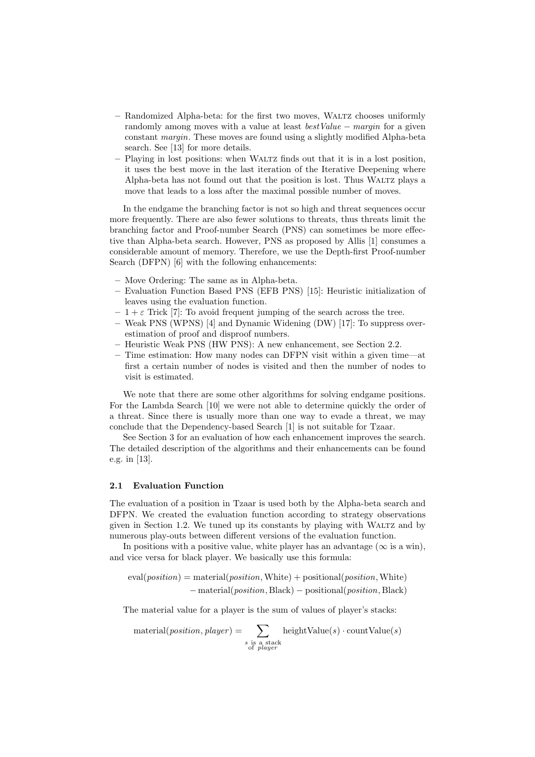- Randomized Alpha-beta: for the first two moves, Waltz chooses uniformly randomly among moves with a value at least $bestValue - margin$ for a given constant *margin*. These moves are found using a slightly modified Alpha-beta search. See [13] for more details.
- Playing in lost positions: when Waltz finds out that it is in a lost position, it uses the best move in the last iteration of the Iterative Deepening where Alpha-beta has not found out that the position is lost. Thus Waltz plays a move that leads to a loss after the maximal possible number of moves.

In the endgame the branching factor is not so high and threat sequences occur more frequently. There are also fewer solutions to threats, thus threats limit the branching factor and Proof-number Search (PNS) can sometimes be more effective than Alpha-beta search. However, PNS as proposed by Allis [1] consumes a considerable amount of memory. Therefore, we use the Depth-first Proof-number Search (DFPN) [6] with the following enhancements:

- Move Ordering: The same as in Alpha-beta.
- Evaluation Function Based PNS (EFB PNS) [15]: Heuristic initialization of leaves using the evaluation function.
- $1 + \varepsilon$ Trick [7]: To avoid frequent jumping of the search across the tree.
- Weak PNS (WPNS) [4] and Dynamic Widening (DW) [17]: To suppress overestimation of proof and disproof numbers.
- Heuristic Weak PNS (HW PNS): A new enhancement, see Section 2.2.
- Time estimation: How many nodes can DFPN visit within a given time—at first a certain number of nodes is visited and then the number of nodes to visit is estimated.

We note that there are some other algorithms for solving endgame positions. For the Lambda Search [10] we were not able to determine quickly the order of a threat. Since there is usually more than one way to evade a threat, we may conclude that the Dependency-based Search [1] is not suitable for Tzaar.

See Section 3 for an evaluation of how each enhancement improves the search. The detailed description of the algorithms and their enhancements can be found e.g. in [13].

### 2.1 Evaluation Function

The evaluation of a position in Tzaar is used both by the Alpha-beta search and DFPN. We created the evaluation function according to strategy observations given in Section 1.2. We tuned up its constants by playing with Waltz and by numerous play-outs between different versions of the evaluation function.

In positions with a positive value, white player has an advantage ($\infty$ is a win), and vice versa for black player. We basically use this formula:

$$\begin{aligned}\text{eval}(\textit{position}) = {} & \text{material}(\textit{position}, \text{White}) + \text{positional}(\textit{position}, \text{White}) \\ & - \text{material}(\textit{position}, \text{Black}) - \text{positional}(\textit{position}, \text{Black})\end{aligned}$$

The material value for a player is the sum of values of player's stacks:

$$\text{material}(\textit{position}, \textit{player}) = \sum_{\substack{s \text{ is a stack} \\ \text{of } \textit{player}}} \text{heightValue}(s) \cdot \text{countValue}(s)$$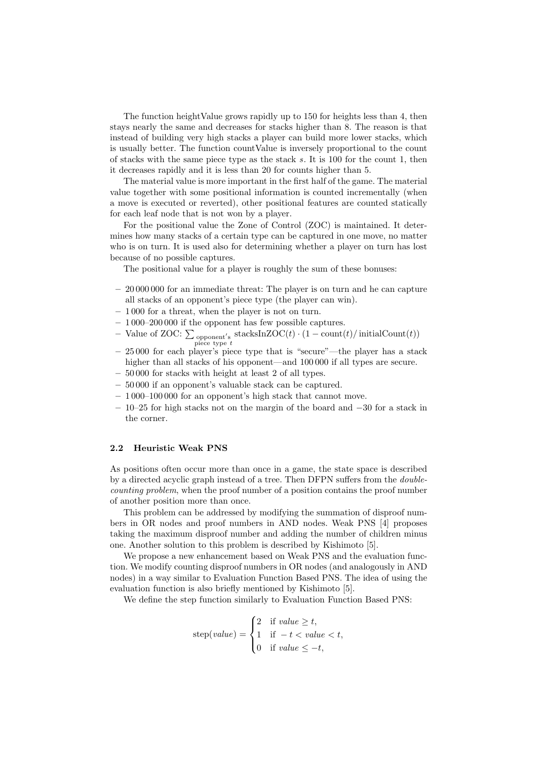The function heightValue grows rapidly up to 150 for heights less than 4, then stays nearly the same and decreases for stacks higher than 8. The reason is that instead of building very high stacks a player can build more lower stacks, which is usually better. The function countValue is inversely proportional to the count of stacks with the same piece type as the stack $s$. It is 100 for the count 1, then it decreases rapidly and it is less than 20 for counts higher than 5.

The material value is more important in the first half of the game. The material value together with some positional information is counted incrementally (when a move is executed or reverted), other positional features are counted statically for each leaf node that is not won by a player.

For the positional value the Zone of Control (ZOC) is maintained. It determines how many stacks of a certain type can be captured in one move, no matter who is on turn. It is used also for determining whether a player on turn has lost because of no possible captures.

The positional value for a player is roughly the sum of these bonuses:

- 20 000 000 for an immediate threat: The player is on turn and he can capture all stacks of an opponent's piece type (the player can win).
- 1 000 for a threat, when the player is not on turn.
- 1 000–200 000 if the opponent has few possible captures.
- Value of ZOC: $\sum_{\text{opponent's piece type } t} \text{stacksInZOC}(t) \cdot (1 - \text{count}(t)/\,\text{initialCount}(t))$
- 25 000 for each player's piece type that is "secure"—the player has a stack higher than all stacks of his opponent—and 100 000 if all types are secure.
- 50 000 for stacks with height at least 2 of all types.
- 50 000 if an opponent's valuable stack can be captured.
- 1 000–100 000 for an opponent's high stack that cannot move.
- 10–25 for high stacks not on the margin of the board and −30 for a stack in the corner.

### 2.2 Heuristic Weak PNS

As positions often occur more than once in a game, the state space is described by a directed acyclic graph instead of a tree. Then DFPN suffers from the *double-counting problem*, when the proof number of a position contains the proof number of another position more than once.

This problem can be addressed by modifying the summation of disproof numbers in OR nodes and proof numbers in AND nodes. Weak PNS [4] proposes taking the maximum disproof number and adding the number of children minus one. Another solution to this problem is described by Kishimoto [5].

We propose a new enhancement based on Weak PNS and the evaluation function. We modify counting disproof numbers in OR nodes (and analogously in AND nodes) in a way similar to Evaluation Function Based PNS. The idea of using the evaluation function is also briefly mentioned by Kishimoto [5].

We define the step function similarly to Evaluation Function Based PNS:

$$
\text{step}(value) = \begin{cases} 2 & \text{if } value \geq t, \\ 1 & \text{if } -t < value < t, \\ 0 & \text{if } value \leq -t, \end{cases}
$$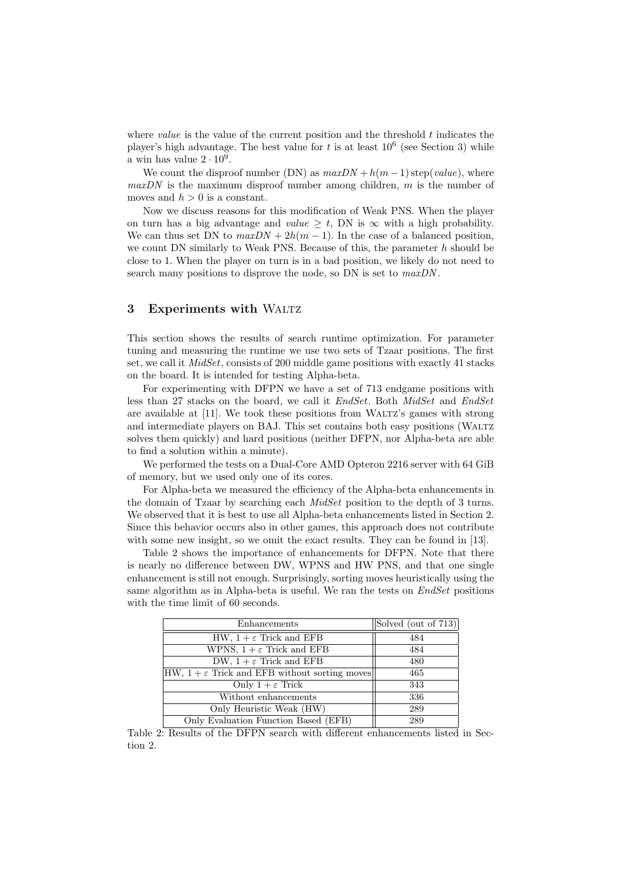where *value* is the value of the current position and the threshold $t$ indicates the player's high advantage. The best value for $t$ is at least $10^6$ (see Section 3) while a win has value $2 \cdot 10^9$.

We count the disproof number (DN) as $maxDN + h(m-1)\,\text{step}(value)$, where $maxDN$ is the maximum disproof number among children, $m$ is the number of moves and $h > 0$ is a constant.

Now we discuss reasons for this modification of Weak PNS. When the player on turn has a big advantage and $value \geq t$, DN is $\infty$ with a high probability. We can thus set DN to $maxDN + 2h(m-1)$. In the case of a balanced position, we count DN similarly to Weak PNS. Because of this, the parameter $h$ should be close to 1. When the player on turn is in a bad position, we likely do not need to search many positions to disprove the node, so DN is set to $maxDN$.

## 3 Experiments with Waltz

This section shows the results of search runtime optimization. For parameter tuning and measuring the runtime we use two sets of Tzaar positions. The first set, we call it *MidSet*, consists of 200 middle game positions with exactly 41 stacks on the board. It is intended for testing Alpha-beta.

For experimenting with DFPN we have a set of 713 endgame positions with less than 27 stacks on the board, we call it *EndSet*. Both *MidSet* and *EndSet* are available at [11]. We took these positions from Waltz's games with strong and intermediate players on BAJ. This set contains both easy positions (Waltz solves them quickly) and hard positions (neither DFPN, nor Alpha-beta are able to find a solution within a minute).

We performed the tests on a Dual-Core AMD Opteron 2216 server with 64 GiB of memory, but we used only one of its cores.

For Alpha-beta we measured the efficiency of the Alpha-beta enhancements in the domain of Tzaar by searching each *MidSet* position to the depth of 3 turns. We observed that it is best to use all Alpha-beta enhancements listed in Section 2. Since this behavior occurs also in other games, this approach does not contribute with some new insight, so we omit the exact results. They can be found in [13].

Table 2 shows the importance of enhancements for DFPN. Note that there is nearly no difference between DW, WPNS and HW PNS, and that one single enhancement is still not enough. Surprisingly, sorting moves heuristically using the same algorithm as in Alpha-beta is useful. We ran the tests on *EndSet* positions with the time limit of 60 seconds.

| Enhancements | Solved (out of 713) |
| --- | --- |
| HW, $1+\varepsilon$ Trick and EFB | 484 |
| WPNS, $1+\varepsilon$ Trick and EFB | 484 |
| DW, $1+\varepsilon$ Trick and EFB | 480 |
| HW, $1+\varepsilon$ Trick and EFB without sorting moves | 465 |
| Only $1+\varepsilon$ Trick | 343 |
| Without enhancements | 336 |
| Only Heuristic Weak (HW) | 289 |
| Only Evaluation Function Based (EFB) | 289 |

Table 2: Results of the DFPN search with different enhancements listed in Section 2.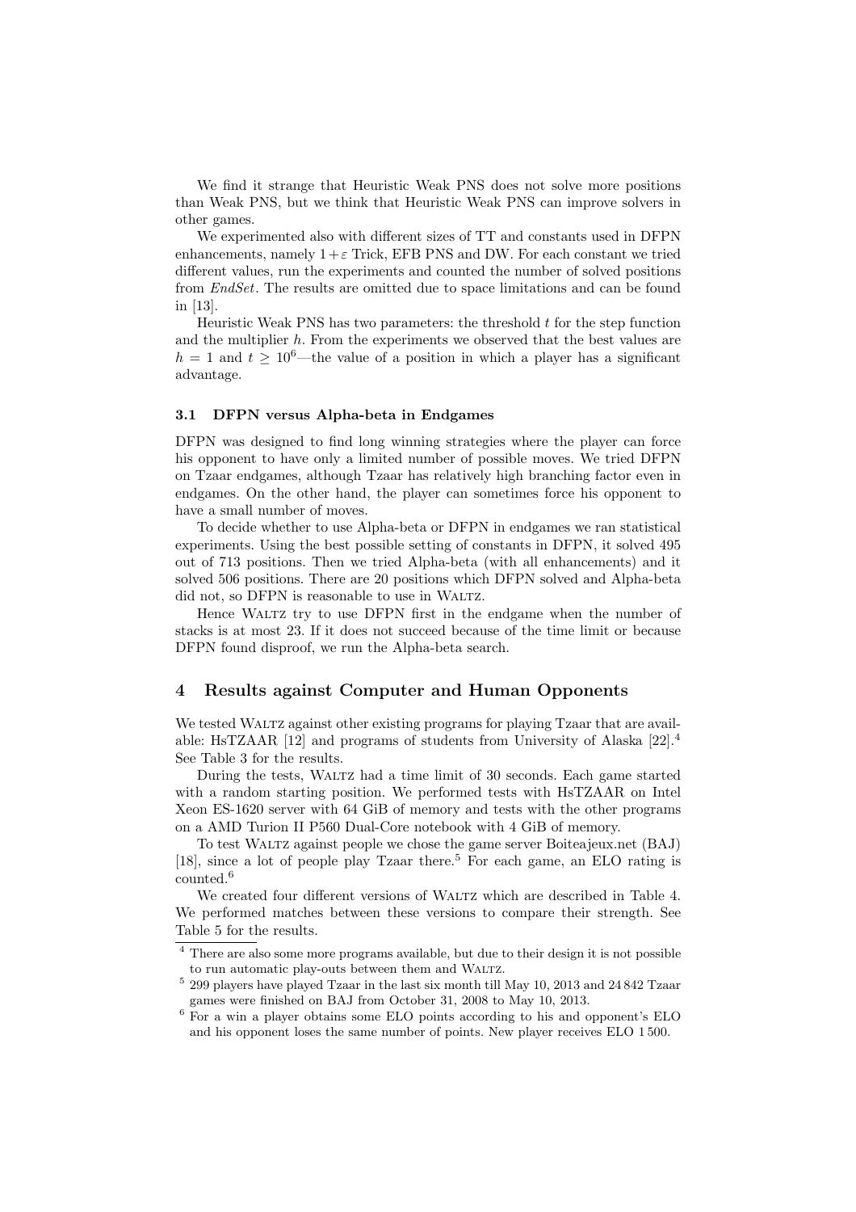We find it strange that Heuristic Weak PNS does not solve more positions than Weak PNS, but we think that Heuristic Weak PNS can improve solvers in other games.

We experimented also with different sizes of TT and constants used in DFPN enhancements, namely $1+\varepsilon$ Trick, EFB PNS and DW. For each constant we tried different values, run the experiments and counted the number of solved positions from *EndSet*. The results are omitted due to space limitations and can be found in [13].

Heuristic Weak PNS has two parameters: the threshold $t$ for the step function and the multiplier $h$. From the experiments we observed that the best values are $h = 1$ and $t \geq 10^6$—the value of a position in which a player has a significant advantage.

### 3.1 DFPN versus Alpha-beta in Endgames

DFPN was designed to find long winning strategies where the player can force his opponent to have only a limited number of possible moves. We tried DFPN on Tzaar endgames, although Tzaar has relatively high branching factor even in endgames. On the other hand, the player can sometimes force his opponent to have a small number of moves.

To decide whether to use Alpha-beta or DFPN in endgames we ran statistical experiments. Using the best possible setting of constants in DFPN, it solved 495 out of 713 positions. Then we tried Alpha-beta (with all enhancements) and it solved 506 positions. There are 20 positions which DFPN solved and Alpha-beta did not, so DFPN is reasonable to use in Waltz.

Hence Waltz try to use DFPN first in the endgame when the number of stacks is at most 23. If it does not succeed because of the time limit or because DFPN found disproof, we run the Alpha-beta search.

## 4 Results against Computer and Human Opponents

We tested Waltz against other existing programs for playing Tzaar that are available: HsTZAAR [12] and programs of students from University of Alaska [22].[4] See Table 3 for the results.

During the tests, Waltz had a time limit of 30 seconds. Each game started with a random starting position. We performed tests with HsTZAAR on Intel Xeon ES-1620 server with 64 GiB of memory and tests with the other programs on a AMD Turion II P560 Dual-Core notebook with 4 GiB of memory.

To test Waltz against people we chose the game server Boiteajeux.net (BAJ) [18], since a lot of people play Tzaar there.[5] For each game, an ELO rating is counted.[6]

We created four different versions of Waltz which are described in Table 4. We performed matches between these versions to compare their strength. See Table 5 for the results.

[4] There are also some more programs available, but due to their design it is not possible to run automatic play-outs between them and Waltz.

[5] 299 players have played Tzaar in the last six month till May 10, 2013 and 24 842 Tzaar games were finished on BAJ from October 31, 2008 to May 10, 2013.

[6] For a win a player obtains some ELO points according to his and opponent's ELO and his opponent loses the same number of points. New player receives ELO 1 500.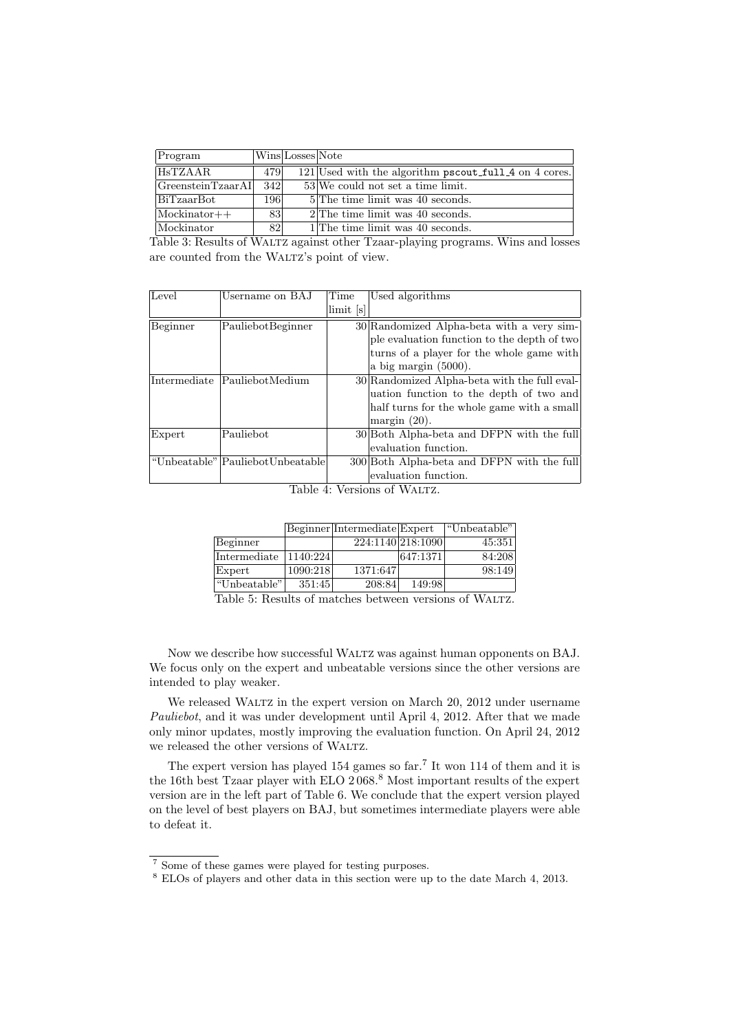| Program | Wins | Losses | Note |
|---|---|---|---|
| HsTZAAR | 479 | 121 | Used with the algorithm pscout_full_4 on 4 cores. |
| GreensteinTzaarAI | 342 | 53 | We could not set a time limit. |
| BiTzaarBot | 196 | 5 | The time limit was 40 seconds. |
| Mockinator++ | 83 | 2 | The time limit was 40 seconds. |
| Mockinator | 82 | 1 | The time limit was 40 seconds. |

Table 3: Results of WALTZ against other Tzaar-playing programs. Wins and losses are counted from the WALTZ's point of view.

| Level | Username on BAJ | Time limit [s] | Used algorithms |
|---|---|---|---|
| Beginner | PauliebotBeginner | 30 | Randomized Alpha-beta with a very simple evaluation function to the depth of two turns of a player for the whole game with a big margin (5000). |
| Intermediate | PauliebotMedium | 30 | Randomized Alpha-beta with the full evaluation function to the depth of two and half turns for the whole game with a small margin (20). |
| Expert | Pauliebot | 30 | Both Alpha-beta and DFPN with the full evaluation function. |
| "Unbeatable" | PauliebotUnbeatable | 300 | Both Alpha-beta and DFPN with the full evaluation function. |

Table 4: Versions of WALTZ.

| | Beginner | Intermediate | Expert | "Unbeatable" |
|---|---|---|---|---|
| Beginner | | 224:1140 | 218:1090 | 45:351 |
| Intermediate | 1140:224 | | 647:1371 | 84:208 |
| Expert | 1090:218 | 1371:647 | | 98:149 |
| "Unbeatable" | 351:45 | 208:84 | 149:98 | |

Table 5: Results of matches between versions of WALTZ.

Now we describe how successful WALTZ was against human opponents on BAJ. We focus only on the expert and unbeatable versions since the other versions are intended to play weaker.

We released WALTZ in the expert version on March 20, 2012 under username *Pauliebot*, and it was under development until April 4, 2012. After that we made only minor updates, mostly improving the evaluation function. On April 24, 2012 we released the other versions of WALTZ.

The expert version has played 154 games so far.[7] It won 114 of them and it is the 16th best Tzaar player with ELO 2 068.[8] Most important results of the expert version are in the left part of Table 6. We conclude that the expert version played on the level of best players on BAJ, but sometimes intermediate players were able to defeat it.

[7] Some of these games were played for testing purposes.

[8] ELOs of players and other data in this section were up to the date March 4, 2013.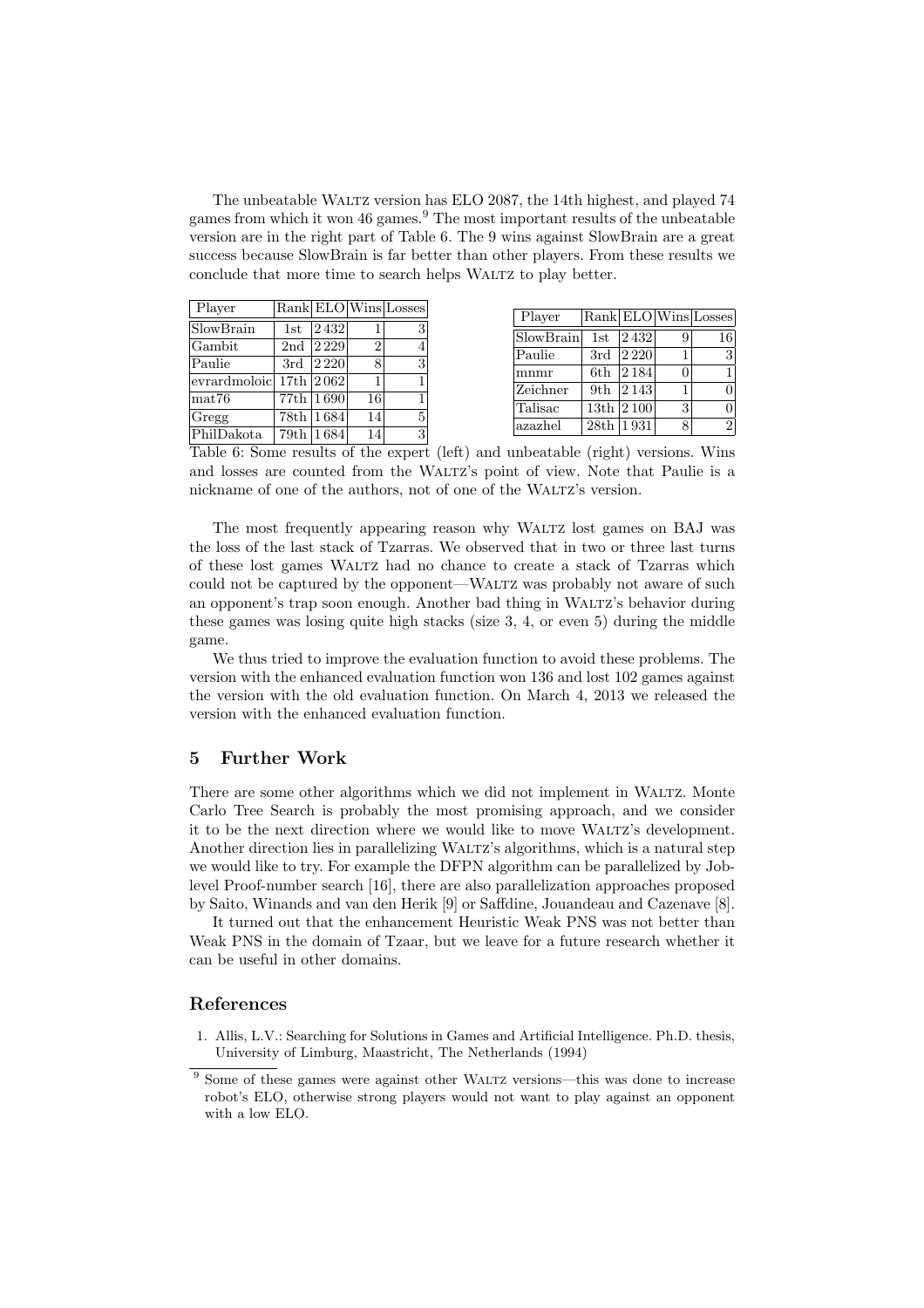The unbeatable WALTZ version has ELO 2087, the 14th highest, and played 74 games from which it won 46 games.[9] The most important results of the unbeatable version are in the right part of Table 6. The 9 wins against SlowBrain are a great success because SlowBrain is far better than other players. From these results we conclude that more time to search helps WALTZ to play better.

| Player | Rank | ELO | Wins | Losses |
|---|---|---|---|---|
| SlowBrain | 1st | 2 432 | 1 | 3 |
| Gambit | 2nd | 2 229 | 2 | 4 |
| Paulie | 3rd | 2 220 | 8 | 3 |
| evrardmoloic | 17th | 2 062 | 1 | 1 |
| mat76 | 77th | 1 690 | 16 | 1 |
| Gregg | 78th | 1 684 | 14 | 5 |
| PhilDakota | 79th | 1 684 | 14 | 3 |

| Player | Rank | ELO | Wins | Losses |
|---|---|---|---|---|
| SlowBrain | 1st | 2 432 | 9 | 16 |
| Paulie | 3rd | 2 220 | 1 | 3 |
| mnmr | 6th | 2 184 | 0 | 1 |
| Zeichner | 9th | 2 143 | 1 | 0 |
| Talisac | 13th | 2 100 | 3 | 0 |
| azazhel | 28th | 1 931 | 8 | 2 |

Table 6: Some results of the expert (left) and unbeatable (right) versions. Wins and losses are counted from the WALTZ's point of view. Note that Paulie is a nickname of one of the authors, not of one of the WALTZ's version.

The most frequently appearing reason why WALTZ lost games on BAJ was the loss of the last stack of Tzarras. We observed that in two or three last turns of these lost games WALTZ had no chance to create a stack of Tzarras which could not be captured by the opponent—WALTZ was probably not aware of such an opponent's trap soon enough. Another bad thing in WALTZ's behavior during these games was losing quite high stacks (size 3, 4, or even 5) during the middle game.

We thus tried to improve the evaluation function to avoid these problems. The version with the enhanced evaluation function won 136 and lost 102 games against the version with the old evaluation function. On March 4, 2013 we released the version with the enhanced evaluation function.

## 5 Further Work

There are some other algorithms which we did not implement in WALTZ. Monte Carlo Tree Search is probably the most promising approach, and we consider it to be the next direction where we would like to move WALTZ's development. Another direction lies in parallelizing WALTZ's algorithms, which is a natural step we would like to try. For example the DFPN algorithm can be parallelized by Job-level Proof-number search [16], there are also parallelization approaches proposed by Saito, Winands and van den Herik [9] or Saffdine, Jouandeau and Cazenave [8].

It turned out that the enhancement Heuristic Weak PNS was not better than Weak PNS in the domain of Tzaar, but we leave for a future research whether it can be useful in other domains.

## References

1. Allis, L.V.: Searching for Solutions in Games and Artificial Intelligence. Ph.D. thesis, University of Limburg, Maastricht, The Netherlands (1994)

[9] Some of these games were against other WALTZ versions—this was done to increase robot's ELO, otherwise strong players would not want to play against an opponent with a low ELO.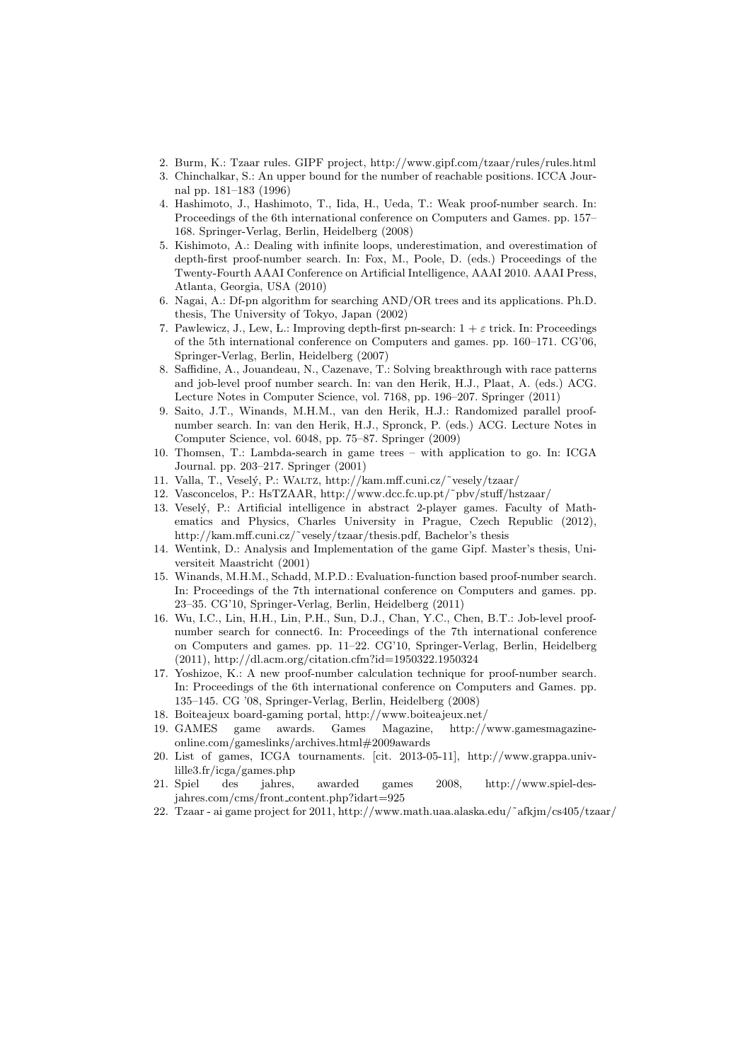2. Burm, K.: Tzaar rules. GIPF project, http://www.gipf.com/tzaar/rules/rules.html
3. Chinchalkar, S.: An upper bound for the number of reachable positions. ICCA Journal pp. 181–183 (1996)
4. Hashimoto, J., Hashimoto, T., Iida, H., Ueda, T.: Weak proof-number search. In: Proceedings of the 6th international conference on Computers and Games. pp. 157–168. Springer-Verlag, Berlin, Heidelberg (2008)
5. Kishimoto, A.: Dealing with infinite loops, underestimation, and overestimation of depth-first proof-number search. In: Fox, M., Poole, D. (eds.) Proceedings of the Twenty-Fourth AAAI Conference on Artificial Intelligence, AAAI 2010. AAAI Press, Atlanta, Georgia, USA (2010)
6. Nagai, A.: Df-pn algorithm for searching AND/OR trees and its applications. Ph.D. thesis, The University of Tokyo, Japan (2002)
7. Pawlewicz, J., Lew, L.: Improving depth-first pn-search: $1 + \varepsilon$ trick. In: Proceedings of the 5th international conference on Computers and games. pp. 160–171. CG'06, Springer-Verlag, Berlin, Heidelberg (2007)
8. Saffidine, A., Jouandeau, N., Cazenave, T.: Solving breakthrough with race patterns and job-level proof number search. In: van den Herik, H.J., Plaat, A. (eds.) ACG. Lecture Notes in Computer Science, vol. 7168, pp. 196–207. Springer (2011)
9. Saito, J.T., Winands, M.H.M., van den Herik, H.J.: Randomized parallel proof-number search. In: van den Herik, H.J., Spronck, P. (eds.) ACG. Lecture Notes in Computer Science, vol. 6048, pp. 75–87. Springer (2009)
10. Thomsen, T.: Lambda-search in game trees – with application to go. In: ICGA Journal. pp. 203–217. Springer (2001)
11. Valla, T., Veselý, P.: WALTZ, http://kam.mff.cuni.cz/~vesely/tzaar/
12. Vasconcelos, P.: HsTZAAR, http://www.dcc.fc.up.pt/~pbv/stuff/hstzaar/
13. Veselý, P.: Artificial intelligence in abstract 2-player games. Faculty of Mathematics and Physics, Charles University in Prague, Czech Republic (2012), http://kam.mff.cuni.cz/~vesely/tzaar/thesis.pdf, Bachelor's thesis
14. Wentink, D.: Analysis and Implementation of the game Gipf. Master's thesis, Universiteit Maastricht (2001)
15. Winands, M.H.M., Schadd, M.P.D.: Evaluation-function based proof-number search. In: Proceedings of the 7th international conference on Computers and games. pp. 23–35. CG'10, Springer-Verlag, Berlin, Heidelberg (2011)
16. Wu, I.C., Lin, H.H., Lin, P.H., Sun, D.J., Chan, Y.C., Chen, B.T.: Job-level proof-number search for connect6. In: Proceedings of the 7th international conference on Computers and games. pp. 11–22. CG'10, Springer-Verlag, Berlin, Heidelberg (2011), http://dl.acm.org/citation.cfm?id=1950322.1950324
17. Yoshizoe, K.: A new proof-number calculation technique for proof-number search. In: Proceedings of the 6th international conference on Computers and Games. pp. 135–145. CG '08, Springer-Verlag, Berlin, Heidelberg (2008)
18. Boiteajeux board-gaming portal, http://www.boiteajeux.net/
19. GAMES game awards. Games Magazine, http://www.gamesmagazine-online.com/gameslinks/archives.html#2009awards
20. List of games, ICGA tournaments. [cit. 2013-05-11], http://www.grappa.univ-lille3.fr/icga/games.php
21. Spiel des jahres, awarded games 2008, http://www.spiel-des-jahres.com/cms/front_content.php?idart=925
22. Tzaar - ai game project for 2011, http://www.math.uaa.alaska.edu/~afkjm/cs405/tzaar/